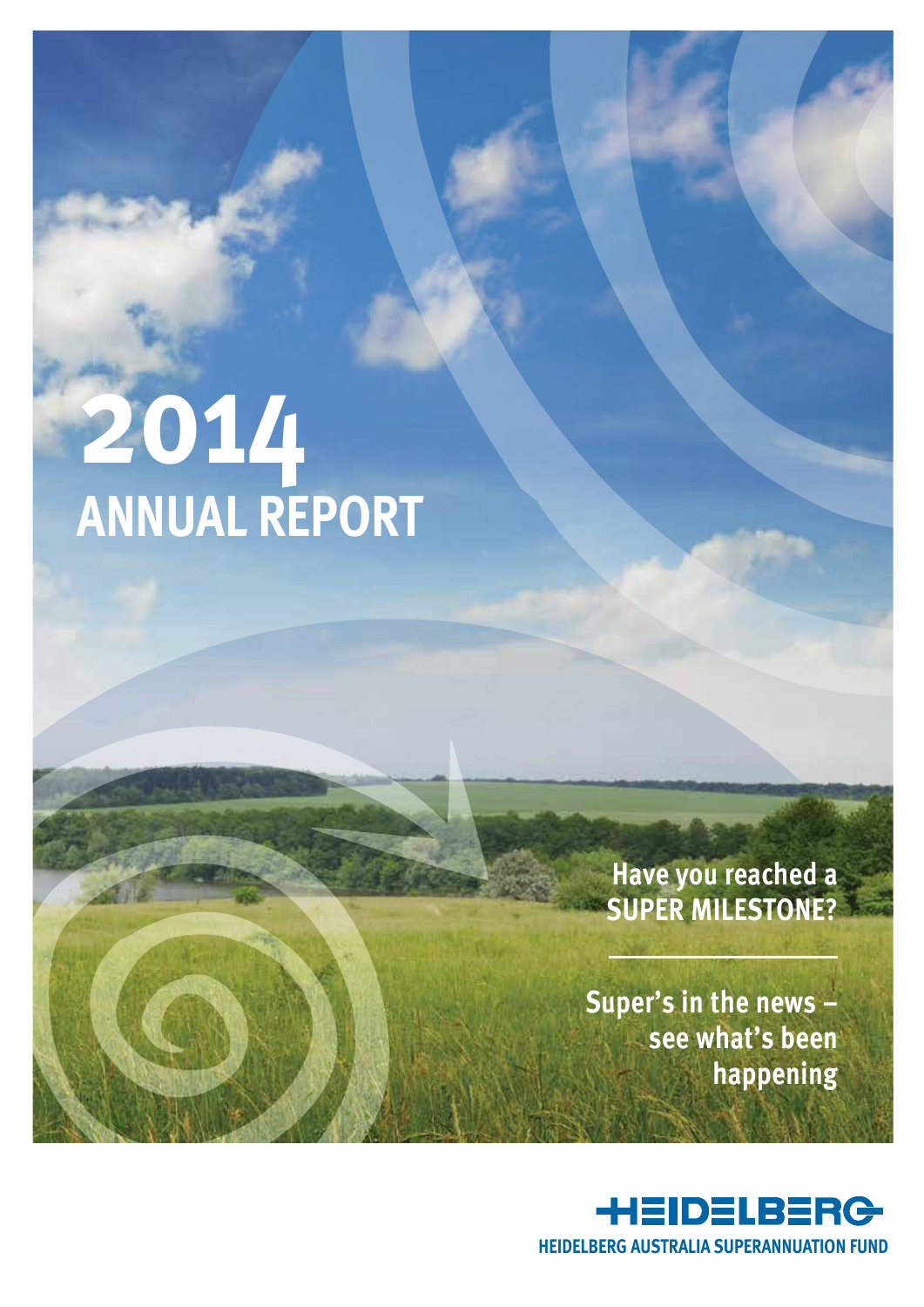# 2014 ANNUAL REPORT

**Have you reached a SUPER MILESTONE?**

**Super's in the news – see what's been happening**

HEIDELBERG

HEIDELBERG AUSTRALIA SUPERANNUATION FUND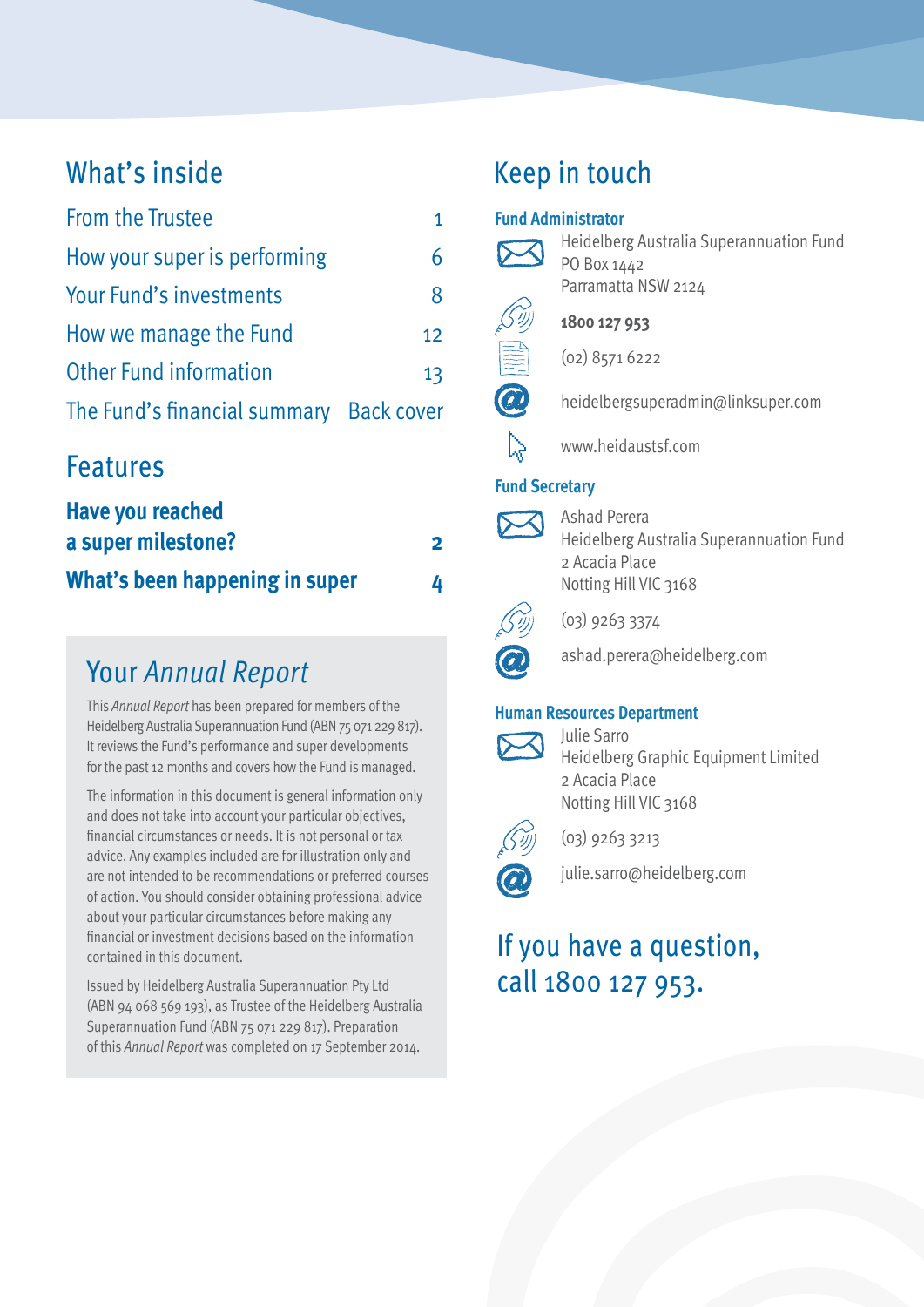## What's inside

| | |
|---|---|
| From the Trustee | 1 |
| How your super is performing | 6 |
| Your Fund's investments | 8 |
| How we manage the Fund | 12 |
| Other Fund information | 13 |
| The Fund's financial summary | Back cover |

## Features

| | |
|---|---|
| **Have you reached a super milestone?** | **2** |
| **What's been happening in super** | **4** |

## Your *Annual Report*

This *Annual Report* has been prepared for members of the Heidelberg Australia Superannuation Fund (ABN 75 071 229 817). It reviews the Fund's performance and super developments for the past 12 months and covers how the Fund is managed.

The information in this document is general information only and does not take into account your particular objectives, financial circumstances or needs. It is not personal or tax advice. Any examples included are for illustration only and are not intended to be recommendations or preferred courses of action. You should consider obtaining professional advice about your particular circumstances before making any financial or investment decisions based on the information contained in this document.

Issued by Heidelberg Australia Superannuation Pty Ltd (ABN 94 068 569 193), as Trustee of the Heidelberg Australia Superannuation Fund (ABN 75 071 229 817). Preparation of this *Annual Report* was completed on 17 September 2014.

## Keep in touch

### Fund Administrator

Heidelberg Australia Superannuation Fund
PO Box 1442
Parramatta NSW 2124

**1800 127 953**

(02) 8571 6222

heidelbergsuperadmin@linksuper.com

www.heidaustsf.com

### Fund Secretary

Ashad Perera
Heidelberg Australia Superannuation Fund
2 Acacia Place
Notting Hill VIC 3168

(03) 9263 3374

ashad.perera@heidelberg.com

### Human Resources Department

Julie Sarro
Heidelberg Graphic Equipment Limited
2 Acacia Place
Notting Hill VIC 3168

(03) 9263 3213

julie.sarro@heidelberg.com

## If you have a question, call 1800 127 953.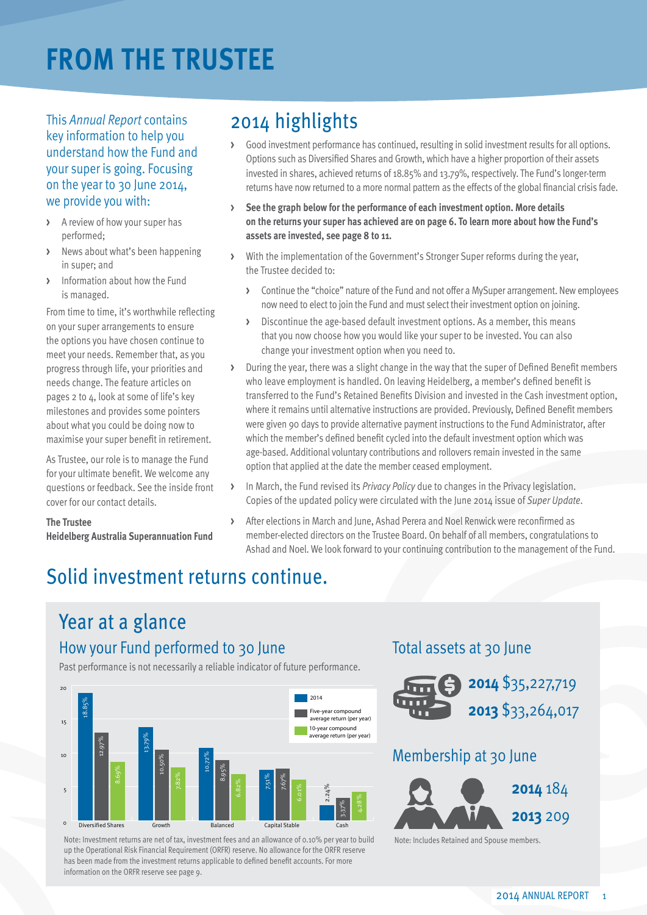# FROM THE TRUSTEE

This *Annual Report* contains key information to help you understand how the Fund and your super is going. Focusing on the year to 30 June 2014, we provide you with:

- A review of how your super has performed;
- News about what's been happening in super; and
- Information about how the Fund is managed.

From time to time, it's worthwhile reflecting on your super arrangements to ensure the options you have chosen continue to meet your needs. Remember that, as you progress through life, your priorities and needs change. The feature articles on pages 2 to 4, look at some of life's key milestones and provides some pointers about what you could be doing now to maximise your super benefit in retirement.

As Trustee, our role is to manage the Fund for your ultimate benefit. We welcome any questions or feedback. See the inside front cover for our contact details.

**The Trustee**
**Heidelberg Australia Superannuation Fund**

## 2014 highlights

- Good investment performance has continued, resulting in solid investment results for all options. Options such as Diversified Shares and Growth, which have a higher proportion of their assets invested in shares, achieved returns of 18.85% and 13.79%, respectively. The Fund's longer-term returns have now returned to a more normal pattern as the effects of the global financial crisis fade.
- **See the graph below for the performance of each investment option. More details on the returns your super has achieved are on page 6. To learn more about how the Fund's assets are invested, see page 8 to 11.**
- With the implementation of the Government's Stronger Super reforms during the year, the Trustee decided to:
  - Continue the "choice" nature of the Fund and not offer a MySuper arrangement. New employees now need to elect to join the Fund and must select their investment option on joining.
  - Discontinue the age-based default investment options. As a member, this means that you now choose how you would like your super to be invested. You can also change your investment option when you need to.
- During the year, there was a slight change in the way that the super of Defined Benefit members who leave employment is handled. On leaving Heidelberg, a member's defined benefit is transferred to the Fund's Retained Benefits Division and invested in the Cash investment option, where it remains until alternative instructions are provided. Previously, Defined Benefit members were given 90 days to provide alternative payment instructions to the Fund Administrator, after which the member's defined benefit cycled into the default investment option which was age-based. Additional voluntary contributions and rollovers remain invested in the same option that applied at the date the member ceased employment.
- In March, the Fund revised its *Privacy Policy* due to changes in the Privacy legislation. Copies of the updated policy were circulated with the June 2014 issue of *Super Update*.
- After elections in March and June, Ashad Perera and Noel Renwick were reconfirmed as member-elected directors on the Trustee Board. On behalf of all members, congratulations to Ashad and Noel. We look forward to your continuing contribution to the management of the Fund.

# Solid investment returns continue.

## Year at a glance

### How your Fund performed to 30 June

Past performance is not necessarily a reliable indicator of future performance.

| Investment option | 2014 | Five-year compound average return (per year) | 10-year compound average return (per year) |
|---|---|---|---|
| Diversified Shares | 18.85% | 12.97% | 8.69% |
| Growth | 13.79% | 10.50% | 7.82% |
| Balanced | 10.72% | 8.95% | 6.82% |
| Capital Stable | 7.51% | 7.67% | 6.01% |
| Cash | 2.24% | 3.37% | 4.28% |

Note: Investment returns are net of tax, investment fees and an allowance of 0.10% per year to build up the Operational Risk Financial Requirement (ORFR) reserve. No allowance for the ORFR reserve has been made from the investment returns applicable to defined benefit accounts. For more information on the ORFR reserve see page 9.

### Total assets at 30 June

**2014** $35,227,719

**2013** $33,264,017

### Membership at 30 June

**2014** 184

**2013** 209

Note: Includes Retained and Spouse members.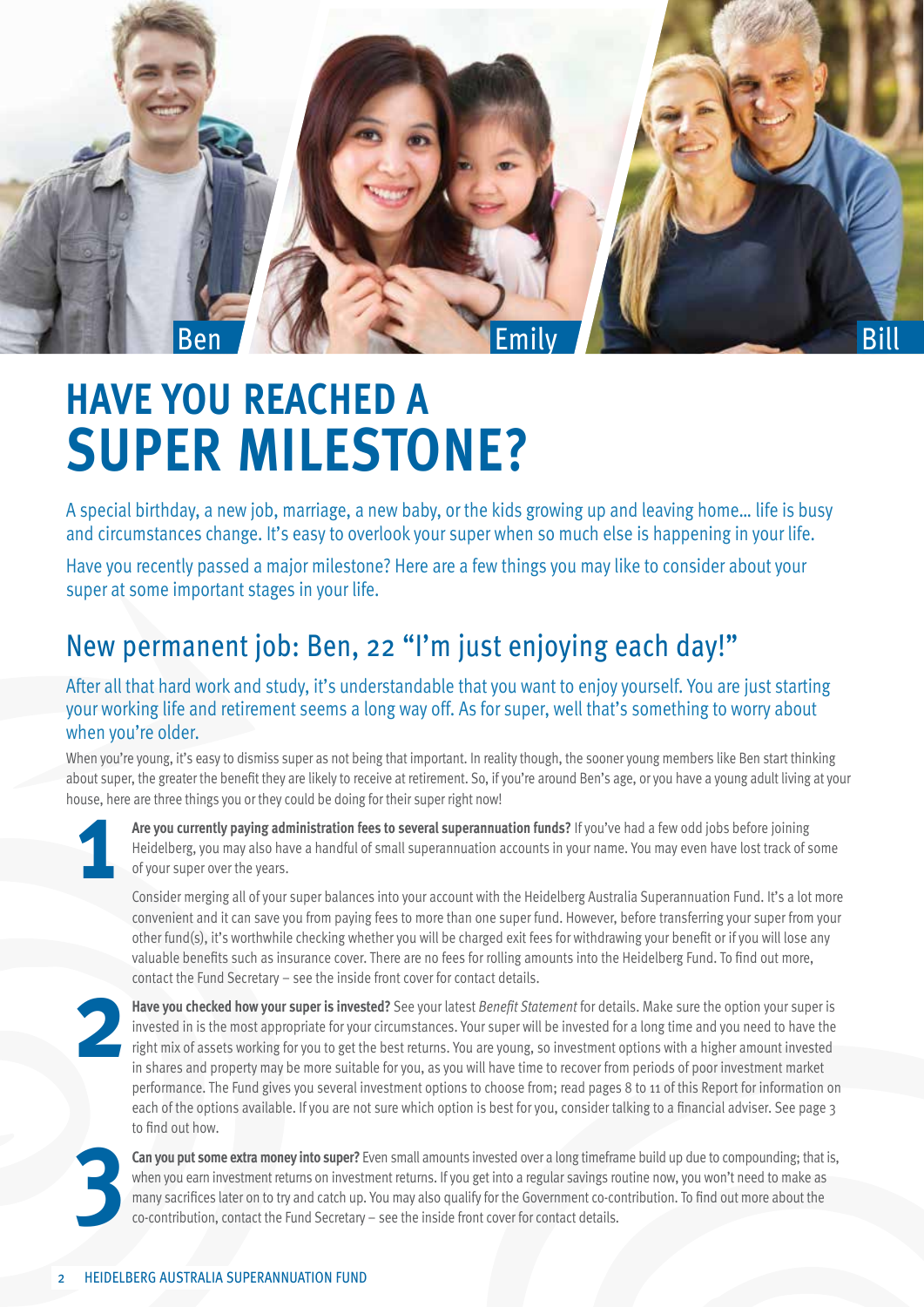Ben Emily Bill

# HAVE YOU REACHED A SUPER MILESTONE?

A special birthday, a new job, marriage, a new baby, or the kids growing up and leaving home… life is busy and circumstances change. It's easy to overlook your super when so much else is happening in your life.

Have you recently passed a major milestone? Here are a few things you may like to consider about your super at some important stages in your life.

## New permanent job: Ben, 22 "I'm just enjoying each day!"

After all that hard work and study, it's understandable that you want to enjoy yourself. You are just starting your working life and retirement seems a long way off. As for super, well that's something to worry about when you're older.

When you're young, it's easy to dismiss super as not being that important. In reality though, the sooner young members like Ben start thinking about super, the greater the benefit they are likely to receive at retirement. So, if you're around Ben's age, or you have a young adult living at your house, here are three things you or they could be doing for their super right now!

1. **Are you currently paying administration fees to several superannuation funds?** If you've had a few odd jobs before joining Heidelberg, you may also have a handful of small superannuation accounts in your name. You may even have lost track of some of your super over the years.

   Consider merging all of your super balances into your account with the Heidelberg Australia Superannuation Fund. It's a lot more convenient and it can save you from paying fees to more than one super fund. However, before transferring your super from your other fund(s), it's worthwhile checking whether you will be charged exit fees for withdrawing your benefit or if you will lose any valuable benefits such as insurance cover. There are no fees for rolling amounts into the Heidelberg Fund. To find out more, contact the Fund Secretary – see the inside front cover for contact details.

2. **Have you checked how your super is invested?** See your latest *Benefit Statement* for details. Make sure the option your super is invested in is the most appropriate for your circumstances. Your super will be invested for a long time and you need to have the right mix of assets working for you to get the best returns. You are young, so investment options with a higher amount invested in shares and property may be more suitable for you, as you will have time to recover from periods of poor investment market performance. The Fund gives you several investment options to choose from; read pages 8 to 11 of this Report for information on each of the options available. If you are not sure which option is best for you, consider talking to a financial adviser. See page 3 to find out how.

3. **Can you put some extra money into super?** Even small amounts invested over a long timeframe build up due to compounding; that is, when you earn investment returns on investment returns. If you get into a regular savings routine now, you won't need to make as many sacrifices later on to try and catch up. You may also qualify for the Government co-contribution. To find out more about the co-contribution, contact the Fund Secretary – see the inside front cover for contact details.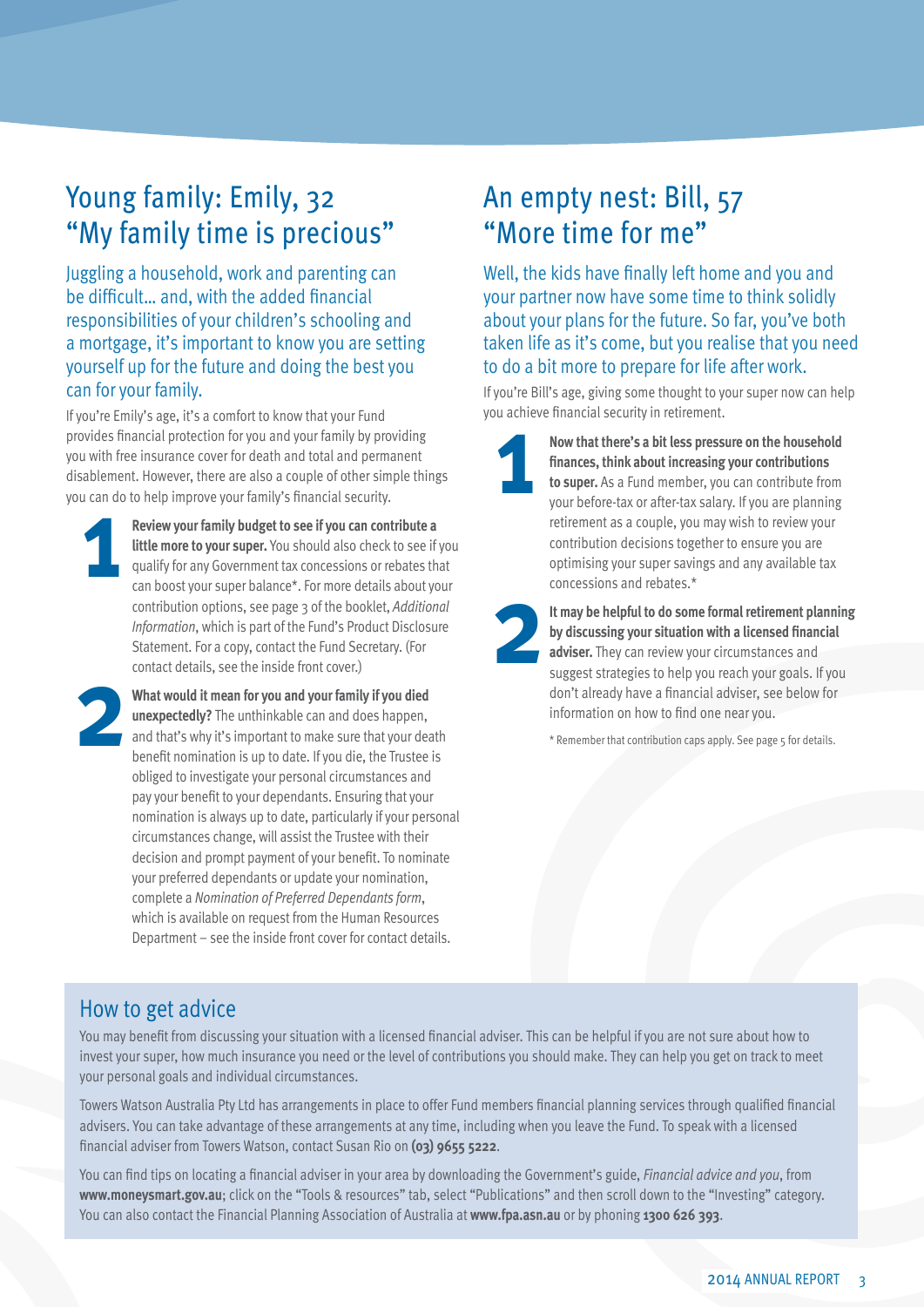## Young family: Emily, 32 "My family time is precious"

Juggling a household, work and parenting can be difficult… and, with the added financial responsibilities of your children's schooling and a mortgage, it's important to know you are setting yourself up for the future and doing the best you can for your family.

If you're Emily's age, it's a comfort to know that your Fund provides financial protection for you and your family by providing you with free insurance cover for death and total and permanent disablement. However, there are also a couple of other simple things you can do to help improve your family's financial security.

1. **Review your family budget to see if you can contribute a little more to your super.** You should also check to see if you qualify for any Government tax concessions or rebates that can boost your super balance*. For more details about your contribution options, see page 3 of the booklet, *Additional Information*, which is part of the Fund's Product Disclosure Statement. For a copy, contact the Fund Secretary. (For contact details, see the inside front cover.)

2. **What would it mean for you and your family if you died unexpectedly?** The unthinkable can and does happen, and that's why it's important to make sure that your death benefit nomination is up to date. If you die, the Trustee is obliged to investigate your personal circumstances and pay your benefit to your dependants. Ensuring that your nomination is always up to date, particularly if your personal circumstances change, will assist the Trustee with their decision and prompt payment of your benefit. To nominate your preferred dependants or update your nomination, complete a *Nomination of Preferred Dependants form*, which is available on request from the Human Resources Department – see the inside front cover for contact details.

## An empty nest: Bill, 57 "More time for me"

Well, the kids have finally left home and you and your partner now have some time to think solidly about your plans for the future. So far, you've both taken life as it's come, but you realise that you need to do a bit more to prepare for life after work.

If you're Bill's age, giving some thought to your super now can help you achieve financial security in retirement.

1. **Now that there's a bit less pressure on the household finances, think about increasing your contributions to super.** As a Fund member, you can contribute from your before-tax or after-tax salary. If you are planning retirement as a couple, you may wish to review your contribution decisions together to ensure you are optimising your super savings and any available tax concessions and rebates.*

2. **It may be helpful to do some formal retirement planning by discussing your situation with a licensed financial adviser.** They can review your circumstances and suggest strategies to help you reach your goals. If you don't already have a financial adviser, see below for information on how to find one near you.

\* Remember that contribution caps apply. See page 5 for details.

## How to get advice

You may benefit from discussing your situation with a licensed financial adviser. This can be helpful if you are not sure about how to invest your super, how much insurance you need or the level of contributions you should make. They can help you get on track to meet your personal goals and individual circumstances.

Towers Watson Australia Pty Ltd has arrangements in place to offer Fund members financial planning services through qualified financial advisers. You can take advantage of these arrangements at any time, including when you leave the Fund. To speak with a licensed financial adviser from Towers Watson, contact Susan Rio on **(03) 9655 5222**.

You can find tips on locating a financial adviser in your area by downloading the Government's guide, *Financial advice and you*, from **www.moneysmart.gov.au**; click on the "Tools & resources" tab, select "Publications" and then scroll down to the "Investing" category. You can also contact the Financial Planning Association of Australia at **www.fpa.asn.au** or by phoning **1300 626 393**.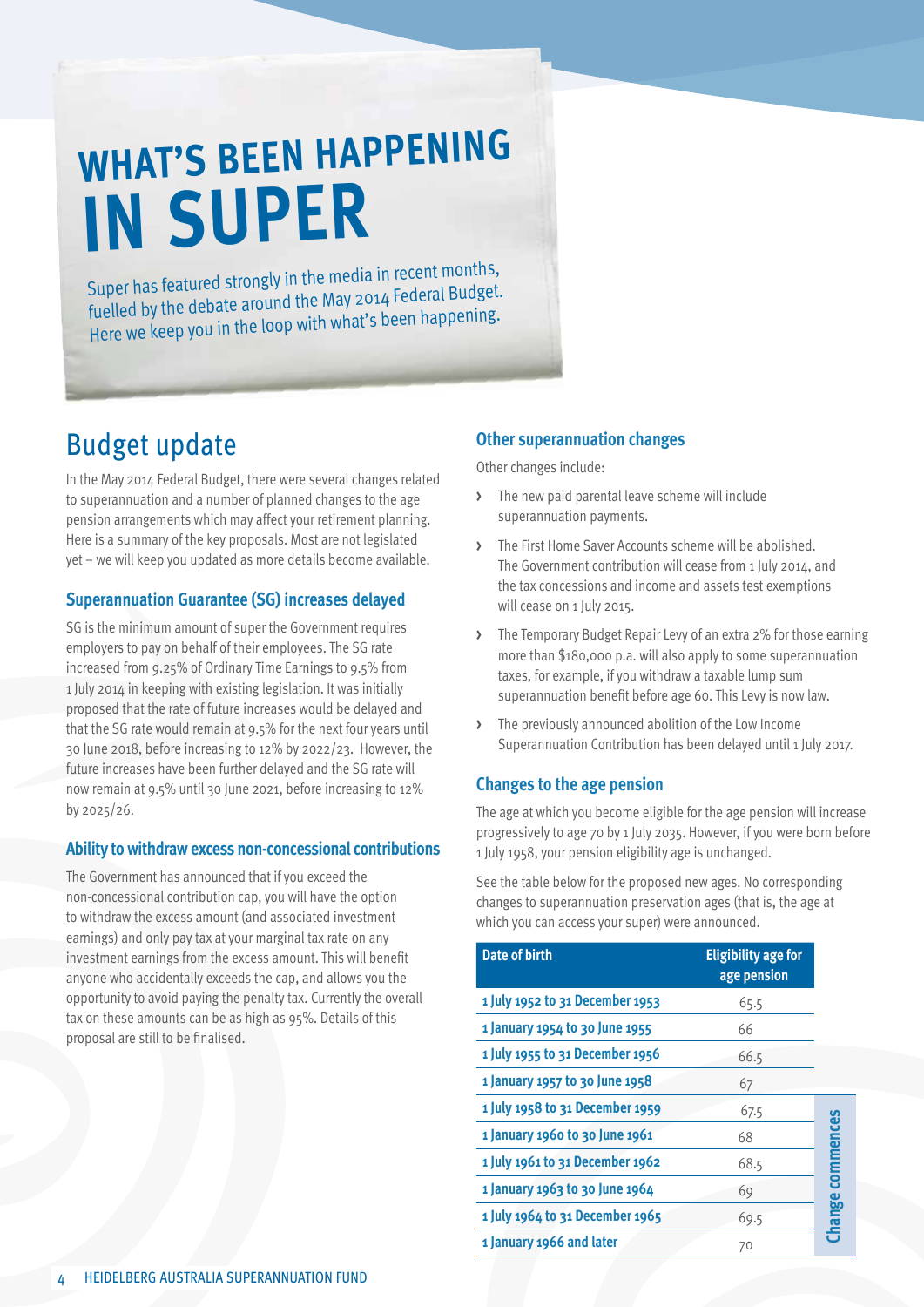# WHAT'S BEEN HAPPENING IN SUPER

Super has featured strongly in the media in recent months, fuelled by the debate around the May 2014 Federal Budget. Here we keep you in the loop with what's been happening.

## Budget update

In the May 2014 Federal Budget, there were several changes related to superannuation and a number of planned changes to the age pension arrangements which may affect your retirement planning. Here is a summary of the key proposals. Most are not legislated yet – we will keep you updated as more details become available.

### Superannuation Guarantee (SG) increases delayed

SG is the minimum amount of super the Government requires employers to pay on behalf of their employees. The SG rate increased from 9.25% of Ordinary Time Earnings to 9.5% from 1 July 2014 in keeping with existing legislation. It was initially proposed that the rate of future increases would be delayed and that the SG rate would remain at 9.5% for the next four years until 30 June 2018, before increasing to 12% by 2022/23. However, the future increases have been further delayed and the SG rate will now remain at 9.5% until 30 June 2021, before increasing to 12% by 2025/26.

### Ability to withdraw excess non-concessional contributions

The Government has announced that if you exceed the non-concessional contribution cap, you will have the option to withdraw the excess amount (and associated investment earnings) and only pay tax at your marginal tax rate on any investment earnings from the excess amount. This will benefit anyone who accidentally exceeds the cap, and allows you the opportunity to avoid paying the penalty tax. Currently the overall tax on these amounts can be as high as 95%. Details of this proposal are still to be finalised.

### Other superannuation changes

Other changes include:

- The new paid parental leave scheme will include superannuation payments.
- The First Home Saver Accounts scheme will be abolished. The Government contribution will cease from 1 July 2014, and the tax concessions and income and assets test exemptions will cease on 1 July 2015.
- The Temporary Budget Repair Levy of an extra 2% for those earning more than $180,000 p.a. will also apply to some superannuation taxes, for example, if you withdraw a taxable lump sum superannuation benefit before age 60. This Levy is now law.
- The previously announced abolition of the Low Income Superannuation Contribution has been delayed until 1 July 2017.

### Changes to the age pension

The age at which you become eligible for the age pension will increase progressively to age 70 by 1 July 2035. However, if you were born before 1 July 1958, your pension eligibility age is unchanged.

See the table below for the proposed new ages. No corresponding changes to superannuation preservation ages (that is, the age at which you can access your super) were announced.

| Date of birth | Eligibility age for age pension | |
|---|---|---|
| 1 July 1952 to 31 December 1953 | 65.5 | |
| 1 January 1954 to 30 June 1955 | 66 | |
| 1 July 1955 to 31 December 1956 | 66.5 | |
| 1 January 1957 to 30 June 1958 | 67 | |
| 1 July 1958 to 31 December 1959 | 67.5 | Change commences |
| 1 January 1960 to 30 June 1961 | 68 | |
| 1 July 1961 to 31 December 1962 | 68.5 | |
| 1 January 1963 to 30 June 1964 | 69 | |
| 1 July 1964 to 31 December 1965 | 69.5 | |
| 1 January 1966 and later | 70 | |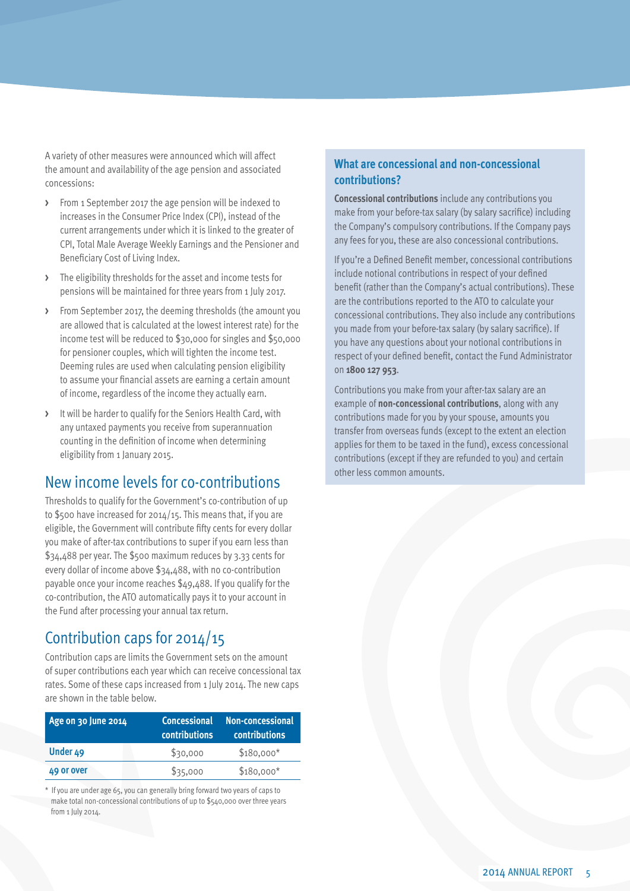A variety of other measures were announced which will affect the amount and availability of the age pension and associated concessions:

- From 1 September 2017 the age pension will be indexed to increases in the Consumer Price Index (CPI), instead of the current arrangements under which it is linked to the greater of CPI, Total Male Average Weekly Earnings and the Pensioner and Beneficiary Cost of Living Index.
- The eligibility thresholds for the asset and income tests for pensions will be maintained for three years from 1 July 2017.
- From September 2017, the deeming thresholds (the amount you are allowed that is calculated at the lowest interest rate) for the income test will be reduced to $30,000 for singles and $50,000 for pensioner couples, which will tighten the income test. Deeming rules are used when calculating pension eligibility to assume your financial assets are earning a certain amount of income, regardless of the income they actually earn.
- It will be harder to qualify for the Seniors Health Card, with any untaxed payments you receive from superannuation counting in the definition of income when determining eligibility from 1 January 2015.

## New income levels for co-contributions

Thresholds to qualify for the Government's co-contribution of up to $500 have increased for 2014/15. This means that, if you are eligible, the Government will contribute fifty cents for every dollar you make of after-tax contributions to super if you earn less than $34,488 per year. The $500 maximum reduces by 3.33 cents for every dollar of income above $34,488, with no co-contribution payable once your income reaches $49,488. If you qualify for the co-contribution, the ATO automatically pays it to your account in the Fund after processing your annual tax return.

## Contribution caps for 2014/15

Contribution caps are limits the Government sets on the amount of super contributions each year which can receive concessional tax rates. Some of these caps increased from 1 July 2014. The new caps are shown in the table below.

| Age on 30 June 2014 | Concessional contributions | Non-concessional contributions |
|---|---|---|
| **Under 49** | $30,000 | $180,000* |
| **49 or over** | $35,000 | $180,000* |

\* If you are under age 65, you can generally bring forward two years of caps to make total non-concessional contributions of up to $540,000 over three years from 1 July 2014.

### What are concessional and non-concessional contributions?

**Concessional contributions** include any contributions you make from your before-tax salary (by salary sacrifice) including the Company's compulsory contributions. If the Company pays any fees for you, these are also concessional contributions.

If you're a Defined Benefit member, concessional contributions include notional contributions in respect of your defined benefit (rather than the Company's actual contributions). These are the contributions reported to the ATO to calculate your concessional contributions. They also include any contributions you made from your before-tax salary (by salary sacrifice). If you have any questions about your notional contributions in respect of your defined benefit, contact the Fund Administrator on **1800 127 953**.

Contributions you make from your after-tax salary are an example of **non-concessional contributions**, along with any contributions made for you by your spouse, amounts you transfer from overseas funds (except to the extent an election applies for them to be taxed in the fund), excess concessional contributions (except if they are refunded to you) and certain other less common amounts.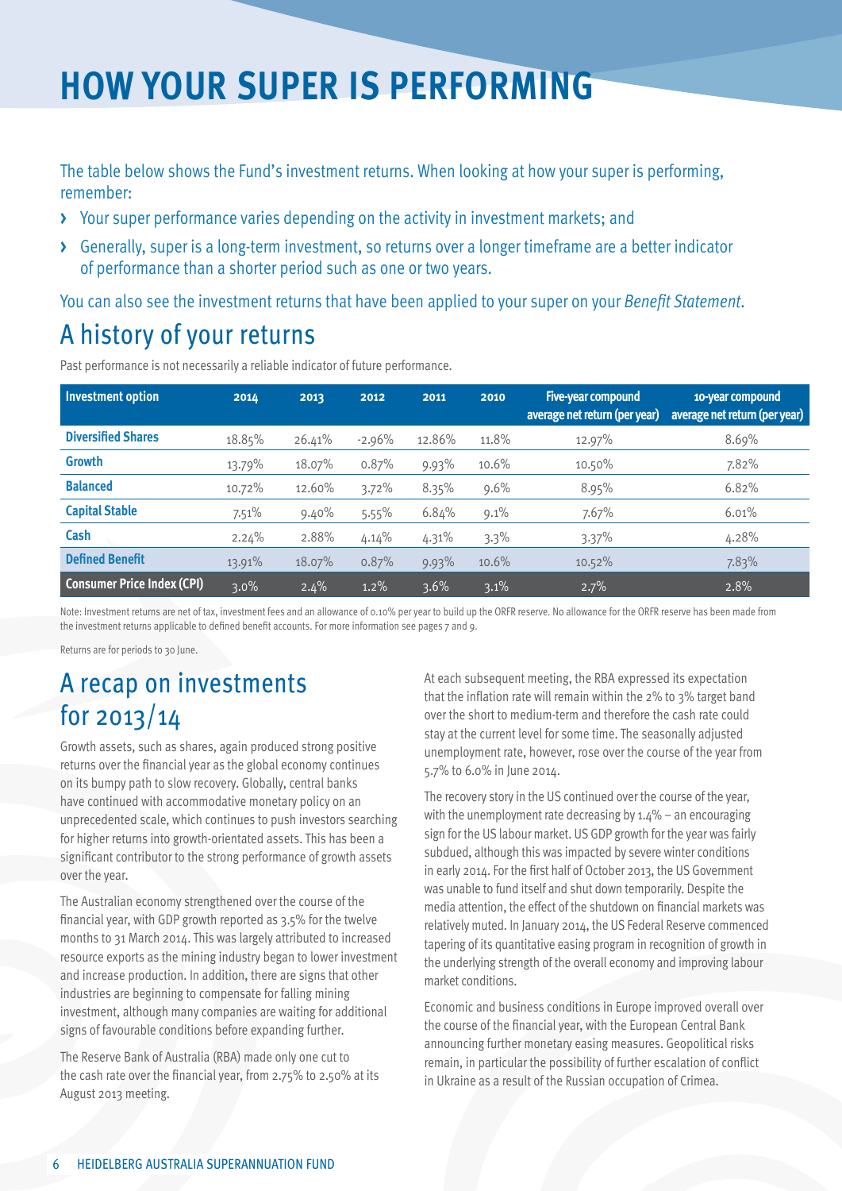# HOW YOUR SUPER IS PERFORMING

The table below shows the Fund's investment returns. When looking at how your super is performing, remember:

- Your super performance varies depending on the activity in investment markets; and
- Generally, super is a long-term investment, so returns over a longer timeframe are a better indicator of performance than a shorter period such as one or two years.

You can also see the investment returns that have been applied to your super on your *Benefit Statement*.

## A history of your returns

Past performance is not necessarily a reliable indicator of future performance.

| Investment option | 2014 | 2013 | 2012 | 2011 | 2010 | Five-year compound average net return (per year) | 10-year compound average net return (per year) |
|---|---|---|---|---|---|---|---|
| **Diversified Shares** | 18.85% | 26.41% | -2.96% | 12.86% | 11.8% | 12.97% | 8.69% |
| **Growth** | 13.79% | 18.07% | 0.87% | 9.93% | 10.6% | 10.50% | 7.82% |
| **Balanced** | 10.72% | 12.60% | 3.72% | 8.35% | 9.6% | 8.95% | 6.82% |
| **Capital Stable** | 7.51% | 9.40% | 5.55% | 6.84% | 9.1% | 7.67% | 6.01% |
| **Cash** | 2.24% | 2.88% | 4.14% | 4.31% | 3.3% | 3.37% | 4.28% |
| **Defined Benefit** | 13.91% | 18.07% | 0.87% | 9.93% | 10.6% | 10.52% | 7.83% |
| **Consumer Price Index (CPI)** | 3.0% | 2.4% | 1.2% | 3.6% | 3.1% | 2.7% | 2.8% |

Note: Investment returns are net of tax, investment fees and an allowance of 0.10% per year to build up the ORFR reserve. No allowance for the ORFR reserve has been made from the investment returns applicable to defined benefit accounts. For more information see pages 7 and 9.

Returns are for periods to 30 June.

## A recap on investments for 2013/14

Growth assets, such as shares, again produced strong positive returns over the financial year as the global economy continues on its bumpy path to slow recovery. Globally, central banks have continued with accommodative monetary policy on an unprecedented scale, which continues to push investors searching for higher returns into growth-orientated assets. This has been a significant contributor to the strong performance of growth assets over the year.

The Australian economy strengthened over the course of the financial year, with GDP growth reported as 3.5% for the twelve months to 31 March 2014. This was largely attributed to increased resource exports as the mining industry began to lower investment and increase production. In addition, there are signs that other industries are beginning to compensate for falling mining investment, although many companies are waiting for additional signs of favourable conditions before expanding further.

The Reserve Bank of Australia (RBA) made only one cut to the cash rate over the financial year, from 2.75% to 2.50% at its August 2013 meeting.

At each subsequent meeting, the RBA expressed its expectation that the inflation rate will remain within the 2% to 3% target band over the short to medium-term and therefore the cash rate could stay at the current level for some time. The seasonally adjusted unemployment rate, however, rose over the course of the year from 5.7% to 6.0% in June 2014.

The recovery story in the US continued over the course of the year, with the unemployment rate decreasing by 1.4% – an encouraging sign for the US labour market. US GDP growth for the year was fairly subdued, although this was impacted by severe winter conditions in early 2014. For the first half of October 2013, the US Government was unable to fund itself and shut down temporarily. Despite the media attention, the effect of the shutdown on financial markets was relatively muted. In January 2014, the US Federal Reserve commenced tapering of its quantitative easing program in recognition of growth in the underlying strength of the overall economy and improving labour market conditions.

Economic and business conditions in Europe improved overall over the course of the financial year, with the European Central Bank announcing further monetary easing measures. Geopolitical risks remain, in particular the possibility of further escalation of conflict in Ukraine as a result of the Russian occupation of Crimea.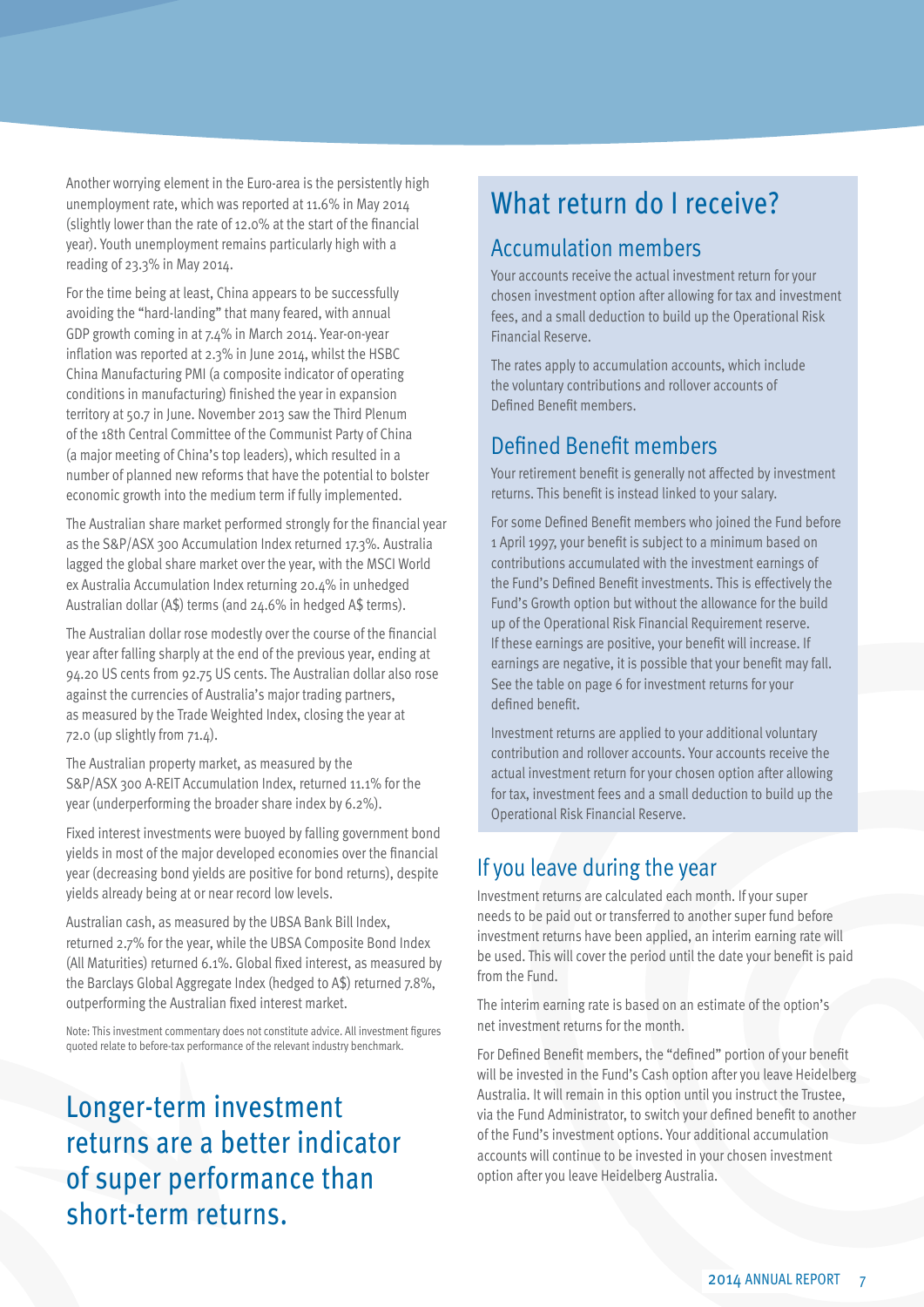Another worrying element in the Euro-area is the persistently high unemployment rate, which was reported at 11.6% in May 2014 (slightly lower than the rate of 12.0% at the start of the financial year). Youth unemployment remains particularly high with a reading of 23.3% in May 2014.

For the time being at least, China appears to be successfully avoiding the "hard-landing" that many feared, with annual GDP growth coming in at 7.4% in March 2014. Year-on-year inflation was reported at 2.3% in June 2014, whilst the HSBC China Manufacturing PMI (a composite indicator of operating conditions in manufacturing) finished the year in expansion territory at 50.7 in June. November 2013 saw the Third Plenum of the 18th Central Committee of the Communist Party of China (a major meeting of China's top leaders), which resulted in a number of planned new reforms that have the potential to bolster economic growth into the medium term if fully implemented.

The Australian share market performed strongly for the financial year as the S&P/ASX 300 Accumulation Index returned 17.3%. Australia lagged the global share market over the year, with the MSCI World ex Australia Accumulation Index returning 20.4% in unhedged Australian dollar (A$) terms (and 24.6% in hedged A$ terms).

The Australian dollar rose modestly over the course of the financial year after falling sharply at the end of the previous year, ending at 94.20 US cents from 92.75 US cents. The Australian dollar also rose against the currencies of Australia's major trading partners, as measured by the Trade Weighted Index, closing the year at 72.0 (up slightly from 71.4).

The Australian property market, as measured by the S&P/ASX 300 A-REIT Accumulation Index, returned 11.1% for the year (underperforming the broader share index by 6.2%).

Fixed interest investments were buoyed by falling government bond yields in most of the major developed economies over the financial year (decreasing bond yields are positive for bond returns), despite yields already being at or near record low levels.

Australian cash, as measured by the UBSA Bank Bill Index, returned 2.7% for the year, while the UBSA Composite Bond Index (All Maturities) returned 6.1%. Global fixed interest, as measured by the Barclays Global Aggregate Index (hedged to A$) returned 7.8%, outperforming the Australian fixed interest market.

Note: This investment commentary does not constitute advice. All investment figures quoted relate to before-tax performance of the relevant industry benchmark.

## Longer-term investment returns are a better indicator of super performance than short-term returns.

# What return do I receive?

## Accumulation members

Your accounts receive the actual investment return for your chosen investment option after allowing for tax and investment fees, and a small deduction to build up the Operational Risk Financial Reserve.

The rates apply to accumulation accounts, which include the voluntary contributions and rollover accounts of Defined Benefit members.

## Defined Benefit members

Your retirement benefit is generally not affected by investment returns. This benefit is instead linked to your salary.

For some Defined Benefit members who joined the Fund before 1 April 1997, your benefit is subject to a minimum based on contributions accumulated with the investment earnings of the Fund's Defined Benefit investments. This is effectively the Fund's Growth option but without the allowance for the build up of the Operational Risk Financial Requirement reserve. If these earnings are positive, your benefit will increase. If earnings are negative, it is possible that your benefit may fall. See the table on page 6 for investment returns for your defined benefit.

Investment returns are applied to your additional voluntary contribution and rollover accounts. Your accounts receive the actual investment return for your chosen option after allowing for tax, investment fees and a small deduction to build up the Operational Risk Financial Reserve.

## If you leave during the year

Investment returns are calculated each month. If your super needs to be paid out or transferred to another super fund before investment returns have been applied, an interim earning rate will be used. This will cover the period until the date your benefit is paid from the Fund.

The interim earning rate is based on an estimate of the option's net investment returns for the month.

For Defined Benefit members, the "defined" portion of your benefit will be invested in the Fund's Cash option after you leave Heidelberg Australia. It will remain in this option until you instruct the Trustee, via the Fund Administrator, to switch your defined benefit to another of the Fund's investment options. Your additional accumulation accounts will continue to be invested in your chosen investment option after you leave Heidelberg Australia.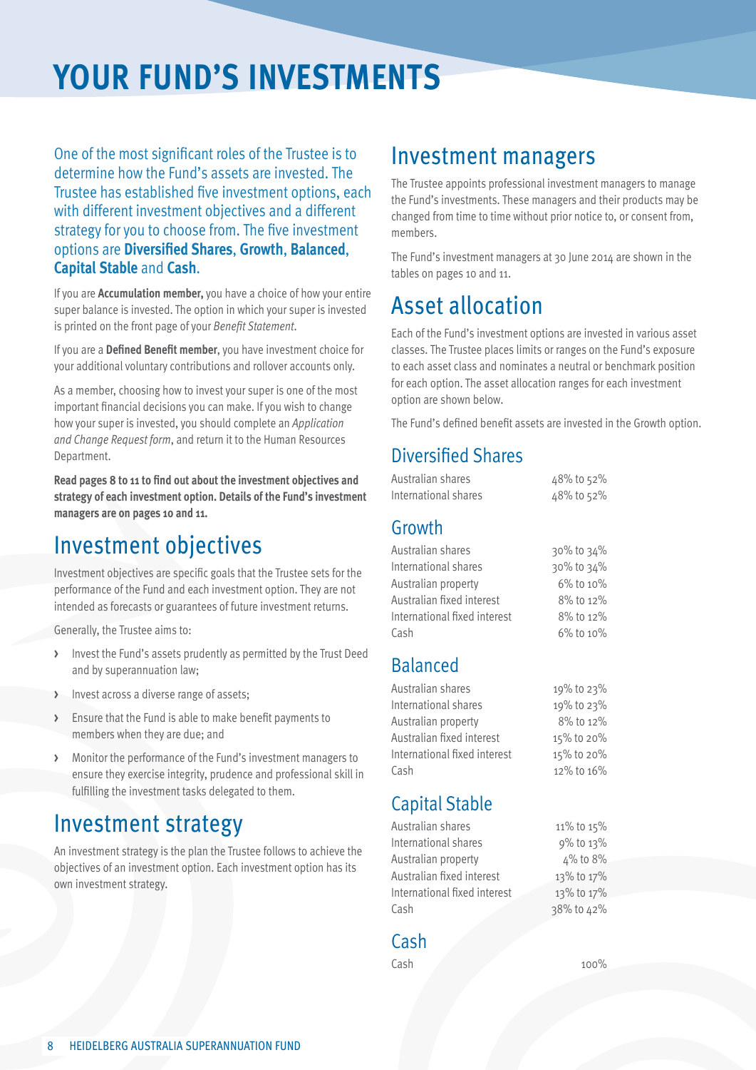# YOUR FUND'S INVESTMENTS

One of the most significant roles of the Trustee is to determine how the Fund's assets are invested. The Trustee has established five investment options, each with different investment objectives and a different strategy for you to choose from. The five investment options are **Diversified Shares**, **Growth**, **Balanced**, **Capital Stable** and **Cash**.

If you are **Accumulation member,** you have a choice of how your entire super balance is invested. The option in which your super is invested is printed on the front page of your *Benefit Statement*.

If you are a **Defined Benefit member**, you have investment choice for your additional voluntary contributions and rollover accounts only.

As a member, choosing how to invest your super is one of the most important financial decisions you can make. If you wish to change how your super is invested, you should complete an *Application and Change Request form*, and return it to the Human Resources Department.

**Read pages 8 to 11 to find out about the investment objectives and strategy of each investment option. Details of the Fund's investment managers are on pages 10 and 11.**

## Investment objectives

Investment objectives are specific goals that the Trustee sets for the performance of the Fund and each investment option. They are not intended as forecasts or guarantees of future investment returns.

Generally, the Trustee aims to:

- Invest the Fund's assets prudently as permitted by the Trust Deed and by superannuation law;
- Invest across a diverse range of assets;
- Ensure that the Fund is able to make benefit payments to members when they are due; and
- Monitor the performance of the Fund's investment managers to ensure they exercise integrity, prudence and professional skill in fulfilling the investment tasks delegated to them.

## Investment strategy

An investment strategy is the plan the Trustee follows to achieve the objectives of an investment option. Each investment option has its own investment strategy.

## Investment managers

The Trustee appoints professional investment managers to manage the Fund's investments. These managers and their products may be changed from time to time without prior notice to, or consent from, members.

The Fund's investment managers at 30 June 2014 are shown in the tables on pages 10 and 11.

## Asset allocation

Each of the Fund's investment options are invested in various asset classes. The Trustee places limits or ranges on the Fund's exposure to each asset class and nominates a neutral or benchmark position for each option. The asset allocation ranges for each investment option are shown below.

The Fund's defined benefit assets are invested in the Growth option.

### Diversified Shares

| | |
|---|---|
| Australian shares | 48% to 52% |
| International shares | 48% to 52% |

### Growth

| | |
|---|---|
| Australian shares | 30% to 34% |
| International shares | 30% to 34% |
| Australian property | 6% to 10% |
| Australian fixed interest | 8% to 12% |
| International fixed interest | 8% to 12% |
| Cash | 6% to 10% |

### Balanced

| | |
|---|---|
| Australian shares | 19% to 23% |
| International shares | 19% to 23% |
| Australian property | 8% to 12% |
| Australian fixed interest | 15% to 20% |
| International fixed interest | 15% to 20% |
| Cash | 12% to 16% |

### Capital Stable

| | |
|---|---|
| Australian shares | 11% to 15% |
| International shares | 9% to 13% |
| Australian property | 4% to 8% |
| Australian fixed interest | 13% to 17% |
| International fixed interest | 13% to 17% |
| Cash | 38% to 42% |

### Cash

| | |
|---|---|
| Cash | 100% |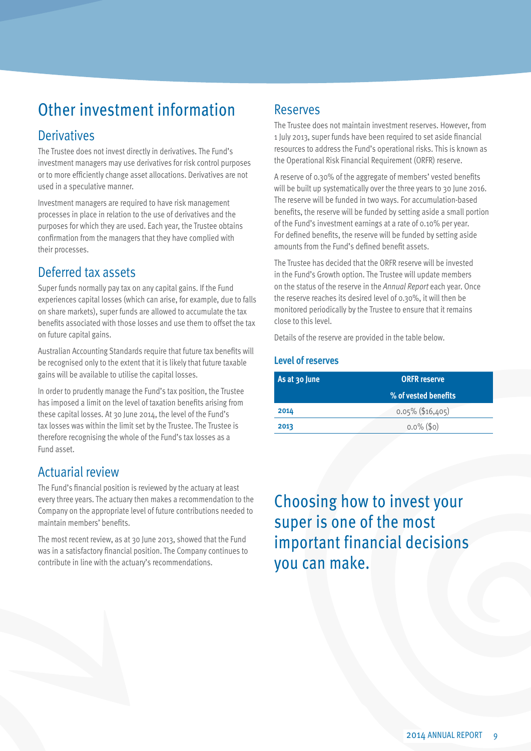# Other investment information

## Derivatives

The Trustee does not invest directly in derivatives. The Fund's investment managers may use derivatives for risk control purposes or to more efficiently change asset allocations. Derivatives are not used in a speculative manner.

Investment managers are required to have risk management processes in place in relation to the use of derivatives and the purposes for which they are used. Each year, the Trustee obtains confirmation from the managers that they have complied with their processes.

## Deferred tax assets

Super funds normally pay tax on any capital gains. If the Fund experiences capital losses (which can arise, for example, due to falls on share markets), super funds are allowed to accumulate the tax benefits associated with those losses and use them to offset the tax on future capital gains.

Australian Accounting Standards require that future tax benefits will be recognised only to the extent that it is likely that future taxable gains will be available to utilise the capital losses.

In order to prudently manage the Fund's tax position, the Trustee has imposed a limit on the level of taxation benefits arising from these capital losses. At 30 June 2014, the level of the Fund's tax losses was within the limit set by the Trustee. The Trustee is therefore recognising the whole of the Fund's tax losses as a Fund asset.

## Actuarial review

The Fund's financial position is reviewed by the actuary at least every three years. The actuary then makes a recommendation to the Company on the appropriate level of future contributions needed to maintain members' benefits.

The most recent review, as at 30 June 2013, showed that the Fund was in a satisfactory financial position. The Company continues to contribute in line with the actuary's recommendations.

## Reserves

The Trustee does not maintain investment reserves. However, from 1 July 2013, super funds have been required to set aside financial resources to address the Fund's operational risks. This is known as the Operational Risk Financial Requirement (ORFR) reserve.

A reserve of 0.30% of the aggregate of members' vested benefits will be built up systematically over the three years to 30 June 2016. The reserve will be funded in two ways. For accumulation-based benefits, the reserve will be funded by setting aside a small portion of the Fund's investment earnings at a rate of 0.10% per year. For defined benefits, the reserve will be funded by setting aside amounts from the Fund's defined benefit assets.

The Trustee has decided that the ORFR reserve will be invested in the Fund's Growth option. The Trustee will update members on the status of the reserve in the *Annual Report* each year. Once the reserve reaches its desired level of 0.30%, it will then be monitored periodically by the Trustee to ensure that it remains close to this level.

Details of the reserve are provided in the table below.

### Level of reserves

| As at 30 June | ORFR reserve % of vested benefits |
|---|---|
| **2014** | 0.05% ($16,405) |
| **2013** | 0.0% ($0) |

Choosing how to invest your super is one of the most important financial decisions you can make.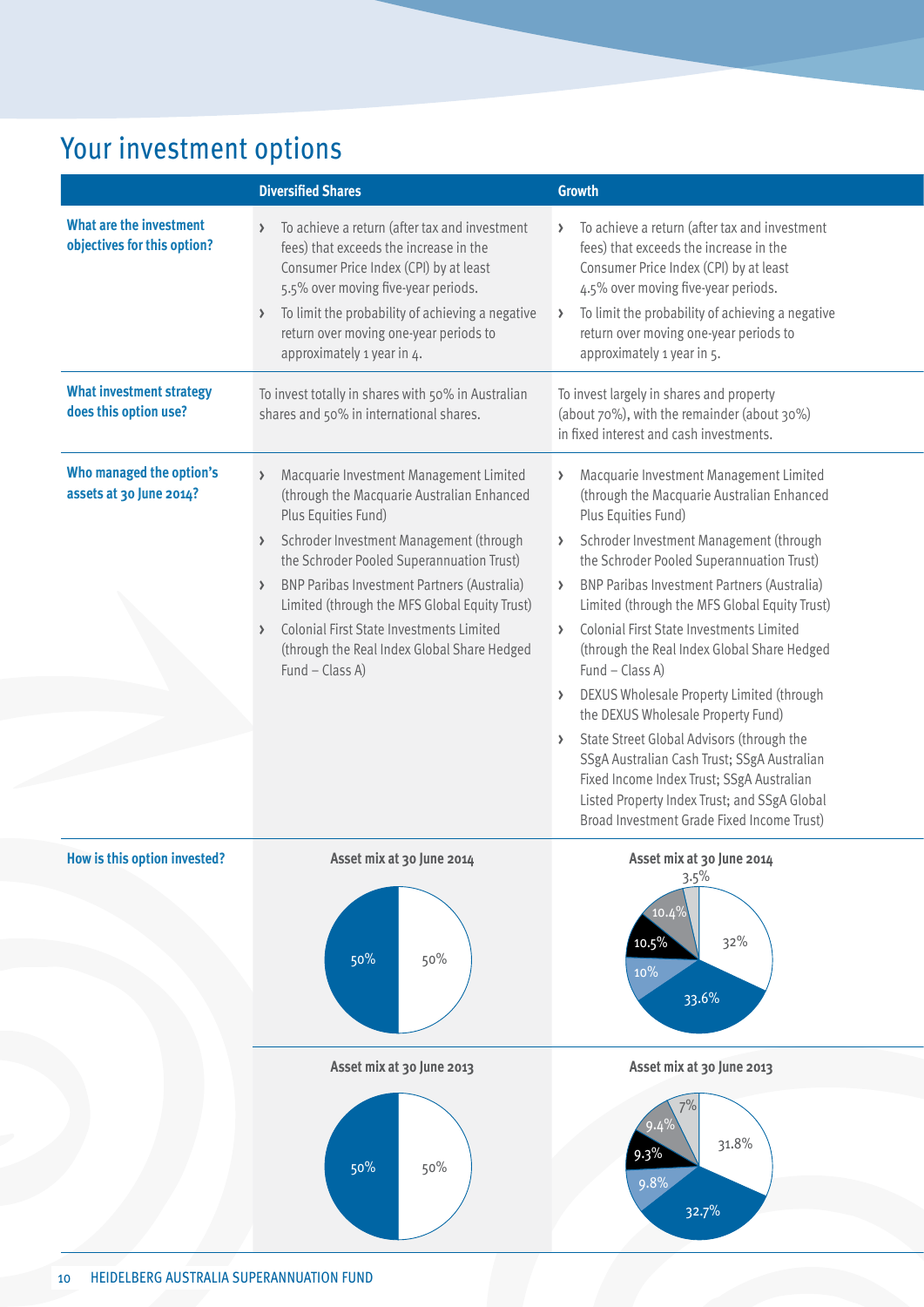# Your investment options

| | Diversified Shares | Growth |
|---|---|---|
| **What are the investment objectives for this option?** | › To achieve a return (after tax and investment fees) that exceeds the increase in the Consumer Price Index (CPI) by at least 5.5% over moving five-year periods.<br>› To limit the probability of achieving a negative return over moving one-year periods to approximately 1 year in 4. | › To achieve a return (after tax and investment fees) that exceeds the increase in the Consumer Price Index (CPI) by at least 4.5% over moving five-year periods.<br>› To limit the probability of achieving a negative return over moving one-year periods to approximately 1 year in 5. |
| **What investment strategy does this option use?** | To invest totally in shares with 50% in Australian shares and 50% in international shares. | To invest largely in shares and property (about 70%), with the remainder (about 30%) in fixed interest and cash investments. |
| **Who managed the option's assets at 30 June 2014?** | › Macquarie Investment Management Limited (through the Macquarie Australian Enhanced Plus Equities Fund)<br>› Schroder Investment Management (through the Schroder Pooled Superannuation Trust)<br>› BNP Paribas Investment Partners (Australia) Limited (through the MFS Global Equity Trust)<br>› Colonial First State Investments Limited (through the Real Index Global Share Hedged Fund – Class A) | › Macquarie Investment Management Limited (through the Macquarie Australian Enhanced Plus Equities Fund)<br>› Schroder Investment Management (through the Schroder Pooled Superannuation Trust)<br>› BNP Paribas Investment Partners (Australia) Limited (through the MFS Global Equity Trust)<br>› Colonial First State Investments Limited (through the Real Index Global Share Hedged Fund – Class A)<br>› DEXUS Wholesale Property Limited (through the DEXUS Wholesale Property Fund)<br>› State Street Global Advisors (through the SSgA Australian Cash Trust; SSgA Australian Fixed Income Index Trust; SSgA Australian Listed Property Index Trust; and SSgA Global Broad Investment Grade Fixed Income Trust) |
| **How is this option invested?** | **Asset mix at 30 June 2014**<br>50%, 50% | **Asset mix at 30 June 2014**<br>32%, 33.6%, 10%, 10.5%, 10.4%, 3.5% |
| | **Asset mix at 30 June 2013**<br>50%, 50% | **Asset mix at 30 June 2013**<br>31.8%, 32.7%, 9.8%, 9.3%, 9.4%, 7% |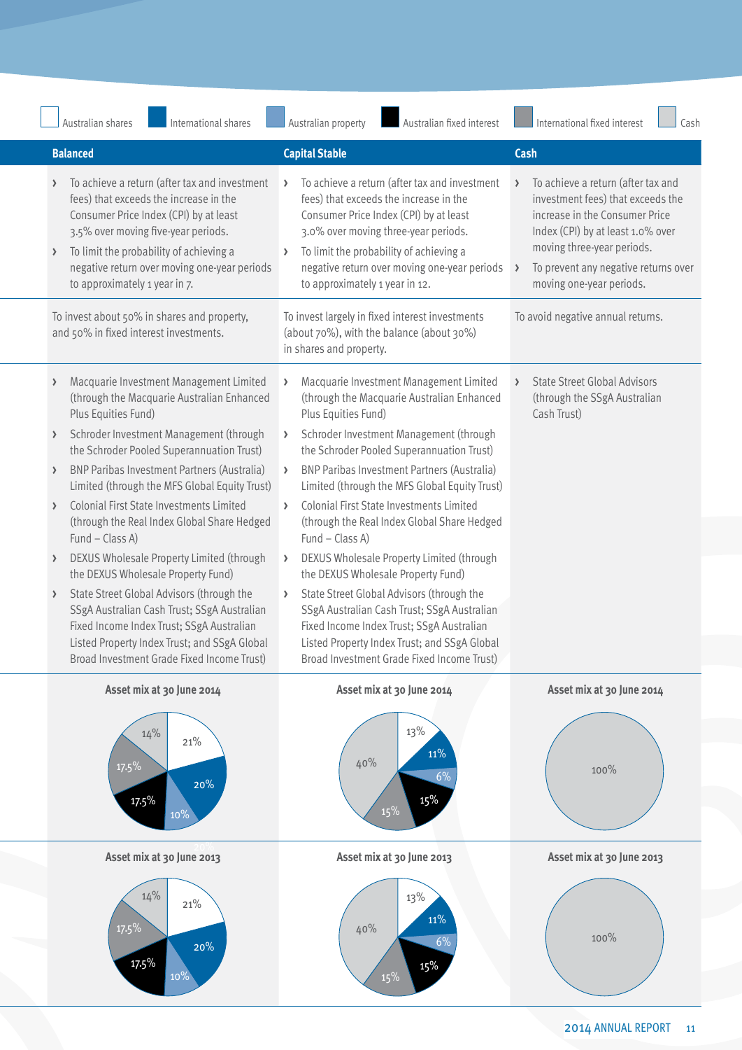Australian shares | International shares | Australian property | Australian fixed interest | International fixed interest | Cash

| Balanced | Capital Stable | Cash |
|---|---|---|
| › To achieve a return (after tax and investment fees) that exceeds the increase in the Consumer Price Index (CPI) by at least 3.5% over moving five-year periods.<br>› To limit the probability of achieving a negative return over moving one-year periods to approximately 1 year in 7. | › To achieve a return (after tax and investment fees) that exceeds the increase in the Consumer Price Index (CPI) by at least 3.0% over moving three-year periods.<br>› To limit the probability of achieving a negative return over moving one-year periods to approximately 1 year in 12. | › To achieve a return (after tax and investment fees) that exceeds the increase in the Consumer Price Index (CPI) by at least 1.0% over moving three-year periods.<br>› To prevent any negative returns over moving one-year periods. |
| To invest about 50% in shares and property, and 50% in fixed interest investments. | To invest largely in fixed interest investments (about 70%), with the balance (about 30%) in shares and property. | To avoid negative annual returns. |
| › Macquarie Investment Management Limited (through the Macquarie Australian Enhanced Plus Equities Fund)<br>› Schroder Investment Management (through the Schroder Pooled Superannuation Trust)<br>› BNP Paribas Investment Partners (Australia) Limited (through the MFS Global Equity Trust)<br>› Colonial First State Investments Limited (through the Real Index Global Share Hedged Fund – Class A)<br>› DEXUS Wholesale Property Limited (through the DEXUS Wholesale Property Fund)<br>› State Street Global Advisors (through the SSgA Australian Cash Trust; SSgA Australian Fixed Income Index Trust; SSgA Australian Listed Property Index Trust; and SSgA Global Broad Investment Grade Fixed Income Trust) | › Macquarie Investment Management Limited (through the Macquarie Australian Enhanced Plus Equities Fund)<br>› Schroder Investment Management (through the Schroder Pooled Superannuation Trust)<br>› BNP Paribas Investment Partners (Australia) Limited (through the MFS Global Equity Trust)<br>› Colonial First State Investments Limited (through the Real Index Global Share Hedged Fund – Class A)<br>› DEXUS Wholesale Property Limited (through the DEXUS Wholesale Property Fund)<br>› State Street Global Advisors (through the SSgA Australian Cash Trust; SSgA Australian Fixed Income Index Trust; SSgA Australian Listed Property Index Trust; and SSgA Global Broad Investment Grade Fixed Income Trust) | › State Street Global Advisors (through the SSgA Australian Cash Trust) |

**Asset mix at 30 June 2014**

| Asset class | Balanced | Capital Stable | Cash |
|---|---|---|---|
| Australian shares | 21% | 13% | |
| International shares | 20% | 11% | |
| Australian property | 10% | 6% | |
| Australian fixed interest | 17.5% | 15% | |
| International fixed interest | 17.5% | 15% | |
| Cash | 14% | 40% | 100% |

**Asset mix at 30 June 2013**

| Asset class | Balanced | Capital Stable | Cash |
|---|---|---|---|
| Australian shares | 21% | 13% | |
| International shares | 20% | 11% | |
| Australian property | 10% | 6% | |
| Australian fixed interest | 17.5% | 15% | |
| International fixed interest | 17.5% | 15% | |
| Cash | 14% | 40% | 100% |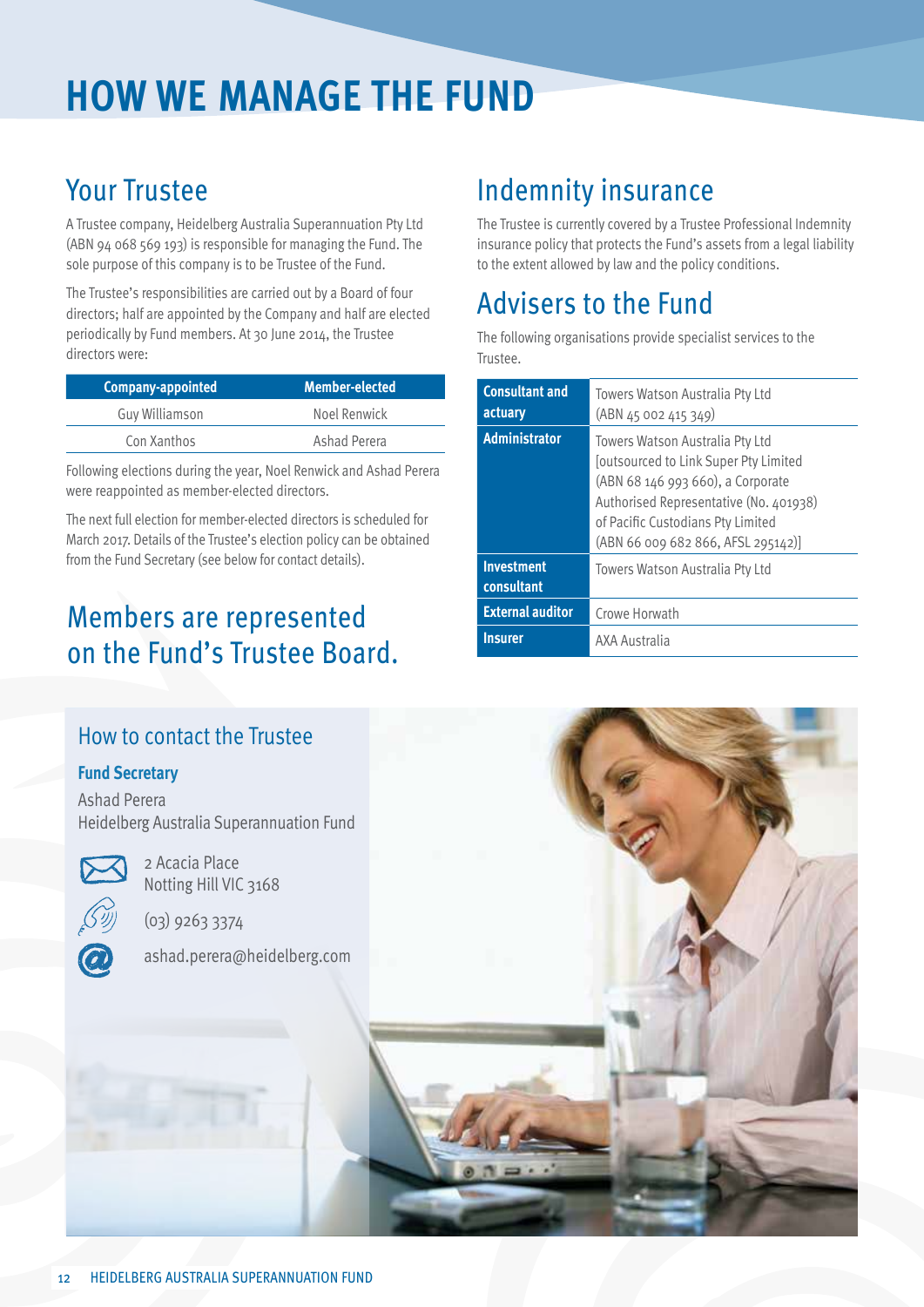# HOW WE MANAGE THE FUND

## Your Trustee

A Trustee company, Heidelberg Australia Superannuation Pty Ltd (ABN 94 068 569 193) is responsible for managing the Fund. The sole purpose of this company is to be Trustee of the Fund.

The Trustee's responsibilities are carried out by a Board of four directors; half are appointed by the Company and half are elected periodically by Fund members. At 30 June 2014, the Trustee directors were:

| Company-appointed | Member-elected |
|---|---|
| Guy Williamson | Noel Renwick |
| Con Xanthos | Ashad Perera |

Following elections during the year, Noel Renwick and Ashad Perera were reappointed as member-elected directors.

The next full election for member-elected directors is scheduled for March 2017. Details of the Trustee's election policy can be obtained from the Fund Secretary (see below for contact details).

## Members are represented on the Fund's Trustee Board.

## Indemnity insurance

The Trustee is currently covered by a Trustee Professional Indemnity insurance policy that protects the Fund's assets from a legal liability to the extent allowed by law and the policy conditions.

## Advisers to the Fund

The following organisations provide specialist services to the Trustee.

| | |
|---|---|
| **Consultant and actuary** | Towers Watson Australia Pty Ltd (ABN 45 002 415 349) |
| **Administrator** | Towers Watson Australia Pty Ltd [outsourced to Link Super Pty Limited (ABN 68 146 993 660), a Corporate Authorised Representative (No. 401938) of Pacific Custodians Pty Limited (ABN 66 009 682 866, AFSL 295142)] |
| **Investment consultant** | Towers Watson Australia Pty Ltd |
| **External auditor** | Crowe Horwath |
| **Insurer** | AXA Australia |

### How to contact the Trustee

**Fund Secretary**

Ashad Perera
Heidelberg Australia Superannuation Fund

2 Acacia Place
Notting Hill VIC 3168

(03) 9263 3374

ashad.perera@heidelberg.com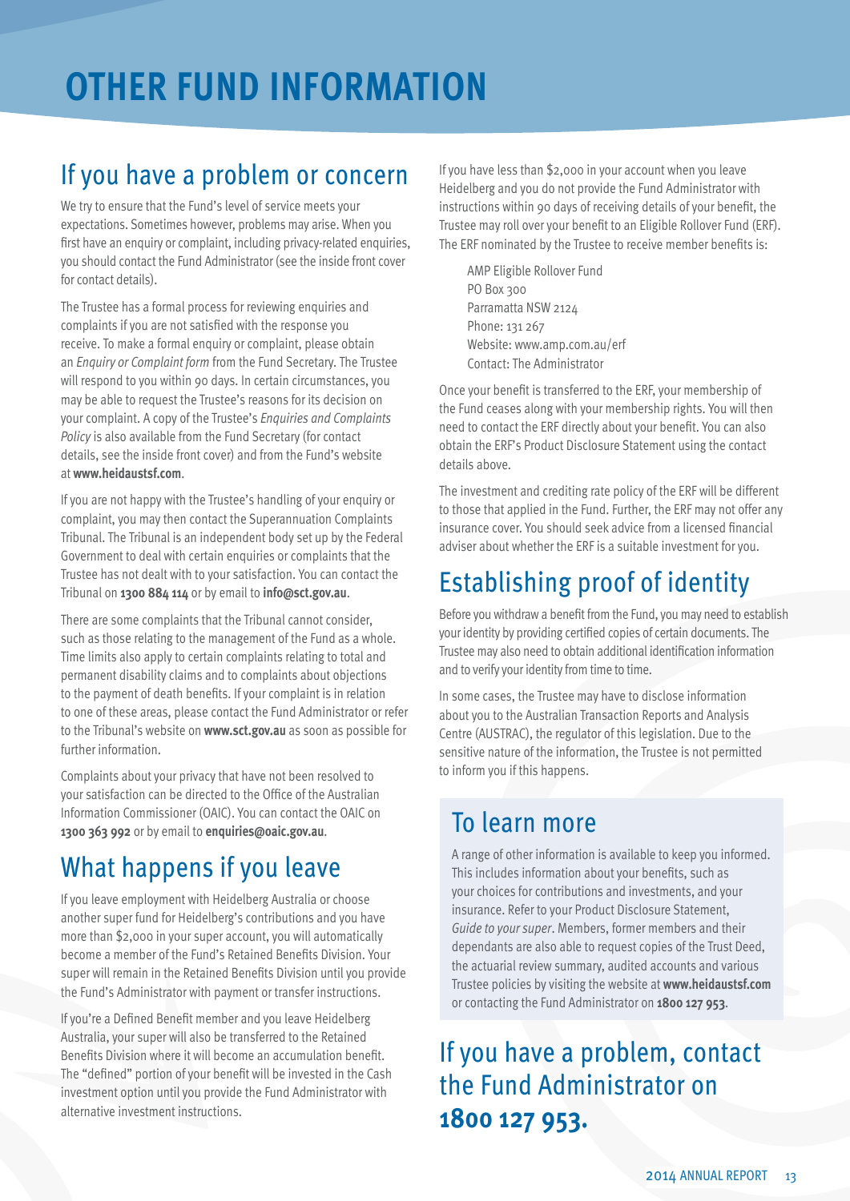# OTHER FUND INFORMATION

## If you have a problem or concern

We try to ensure that the Fund's level of service meets your expectations. Sometimes however, problems may arise. When you first have an enquiry or complaint, including privacy-related enquiries, you should contact the Fund Administrator (see the inside front cover for contact details).

The Trustee has a formal process for reviewing enquiries and complaints if you are not satisfied with the response you receive. To make a formal enquiry or complaint, please obtain an *Enquiry or Complaint form* from the Fund Secretary. The Trustee will respond to you within 90 days. In certain circumstances, you may be able to request the Trustee's reasons for its decision on your complaint. A copy of the Trustee's *Enquiries and Complaints Policy* is also available from the Fund Secretary (for contact details, see the inside front cover) and from the Fund's website at **www.heidaustsf.com**.

If you are not happy with the Trustee's handling of your enquiry or complaint, you may then contact the Superannuation Complaints Tribunal. The Tribunal is an independent body set up by the Federal Government to deal with certain enquiries or complaints that the Trustee has not dealt with to your satisfaction. You can contact the Tribunal on **1300 884 114** or by email to **info@sct.gov.au**.

There are some complaints that the Tribunal cannot consider, such as those relating to the management of the Fund as a whole. Time limits also apply to certain complaints relating to total and permanent disability claims and to complaints about objections to the payment of death benefits. If your complaint is in relation to one of these areas, please contact the Fund Administrator or refer to the Tribunal's website on **www.sct.gov.au** as soon as possible for further information.

Complaints about your privacy that have not been resolved to your satisfaction can be directed to the Office of the Australian Information Commissioner (OAIC). You can contact the OAIC on **1300 363 992** or by email to **enquiries@oaic.gov.au**.

## What happens if you leave

If you leave employment with Heidelberg Australia or choose another super fund for Heidelberg's contributions and you have more than $2,000 in your super account, you will automatically become a member of the Fund's Retained Benefits Division. Your super will remain in the Retained Benefits Division until you provide the Fund's Administrator with payment or transfer instructions.

If you're a Defined Benefit member and you leave Heidelberg Australia, your super will also be transferred to the Retained Benefits Division where it will become an accumulation benefit. The "defined" portion of your benefit will be invested in the Cash investment option until you provide the Fund Administrator with alternative investment instructions.

If you have less than $2,000 in your account when you leave Heidelberg and you do not provide the Fund Administrator with instructions within 90 days of receiving details of your benefit, the Trustee may roll over your benefit to an Eligible Rollover Fund (ERF). The ERF nominated by the Trustee to receive member benefits is:

AMP Eligible Rollover Fund
PO Box 300
Parramatta NSW 2124
Phone: 131 267
Website: www.amp.com.au/erf
Contact: The Administrator

Once your benefit is transferred to the ERF, your membership of the Fund ceases along with your membership rights. You will then need to contact the ERF directly about your benefit. You can also obtain the ERF's Product Disclosure Statement using the contact details above.

The investment and crediting rate policy of the ERF will be different to those that applied in the Fund. Further, the ERF may not offer any insurance cover. You should seek advice from a licensed financial adviser about whether the ERF is a suitable investment for you.

## Establishing proof of identity

Before you withdraw a benefit from the Fund, you may need to establish your identity by providing certified copies of certain documents. The Trustee may also need to obtain additional identification information and to verify your identity from time to time.

In some cases, the Trustee may have to disclose information about you to the Australian Transaction Reports and Analysis Centre (AUSTRAC), the regulator of this legislation. Due to the sensitive nature of the information, the Trustee is not permitted to inform you if this happens.

## To learn more

A range of other information is available to keep you informed. This includes information about your benefits, such as your choices for contributions and investments, and your insurance. Refer to your Product Disclosure Statement, *Guide to your super*. Members, former members and their dependants are also able to request copies of the Trust Deed, the actuarial review summary, audited accounts and various Trustee policies by visiting the website at **www.heidaustsf.com** or contacting the Fund Administrator on **1800 127 953**.

## If you have a problem, contact the Fund Administrator on **1800 127 953.**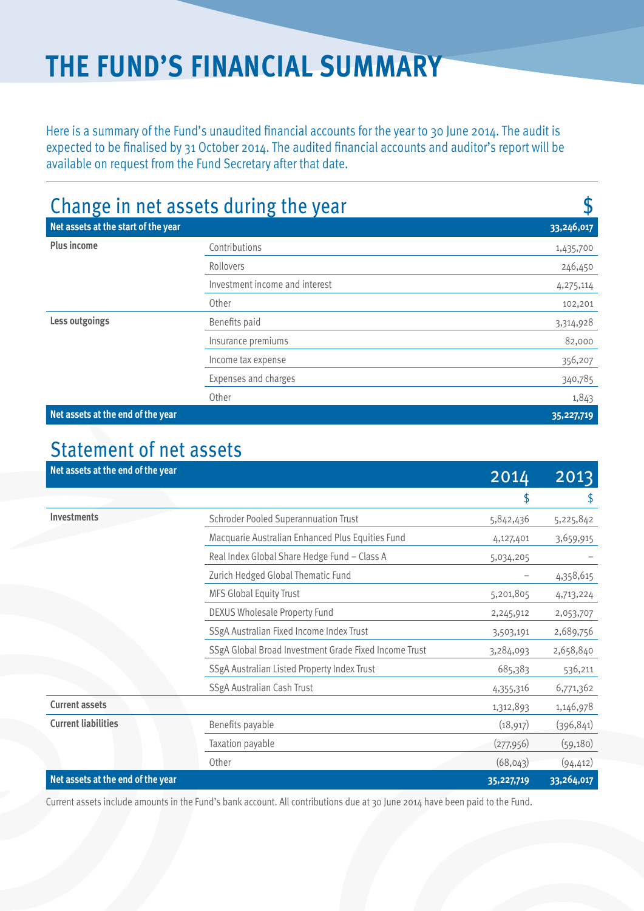# THE FUND'S FINANCIAL SUMMARY

Here is a summary of the Fund's unaudited financial accounts for the year to 30 June 2014. The audit is expected to be finalised by 31 October 2014. The audited financial accounts and auditor's report will be available on request from the Fund Secretary after that date.

## Change in net assets during the year

| | | $ |
|---|---|---|
| **Net assets at the start of the year** | | **33,246,017** |
| **Plus income** | Contributions | 1,435,700 |
| | Rollovers | 246,450 |
| | Investment income and interest | 4,275,114 |
| | Other | 102,201 |
| **Less outgoings** | Benefits paid | 3,314,928 |
| | Insurance premiums | 82,000 |
| | Income tax expense | 356,207 |
| | Expenses and charges | 340,785 |
| | Other | 1,843 |
| **Net assets at the end of the year** | | **35,227,719** |

## Statement of net assets

| **Net assets at the end of the year** | | 2014 | 2013 |
|---|---|---|---|
| | | $ | $ |
| **Investments** | Schroder Pooled Superannuation Trust | 5,842,436 | 5,225,842 |
| | Macquarie Australian Enhanced Plus Equities Fund | 4,127,401 | 3,659,915 |
| | Real Index Global Share Hedge Fund – Class A | 5,034,205 | – |
| | Zurich Hedged Global Thematic Fund | – | 4,358,615 |
| | MFS Global Equity Trust | 5,201,805 | 4,713,224 |
| | DEXUS Wholesale Property Fund | 2,245,912 | 2,053,707 |
| | SSgA Australian Fixed Income Index Trust | 3,503,191 | 2,689,756 |
| | SSgA Global Broad Investment Grade Fixed Income Trust | 3,284,093 | 2,658,840 |
| | SSgA Australian Listed Property Index Trust | 685,383 | 536,211 |
| | SSgA Australian Cash Trust | 4,355,316 | 6,771,362 |
| **Current assets** | | 1,312,893 | 1,146,978 |
| **Current liabilities** | Benefits payable | (18,917) | (396,841) |
| | Taxation payable | (277,956) | (59,180) |
| | Other | (68,043) | (94,412) |
| **Net assets at the end of the year** | | **35,227,719** | **33,264,017** |

Current assets include amounts in the Fund's bank account. All contributions due at 30 June 2014 have been paid to the Fund.